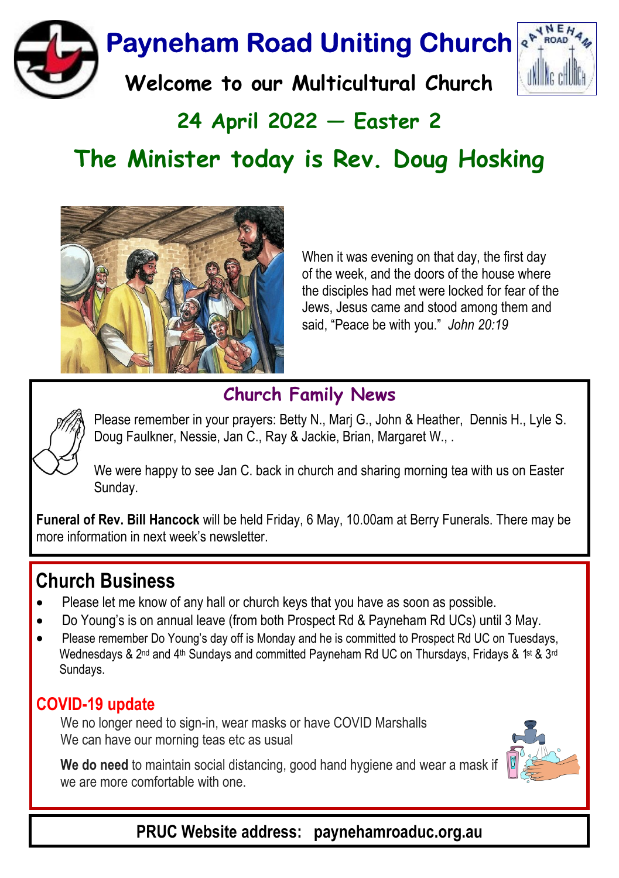# Payneham Road Uniting Church

## Welcome to our Multicultural Church

## 24 April 2022 — Easter 2

## The Minister today is Rev. Doug Hosking

When it was evening on that day, the first day of the week, and the doors of the house where the disciples had met were locked for fear of the Jews, Jesus came and stood among them and said, "Peace be with you." *John 20:19*

## Church Family News

Please remember in your prayers: Betty N., Marj G., John & Heather, Dennis H., Lyle S. Doug Faulkner, Nessie, Jan C., Ray & Jackie, Brian, Margaret W., .

We were happy to see Jan C. back in church and sharing morning tea with us on Easter Sunday.

**Funeral of Rev. Bill Hancock** will be held Friday, 6 May, 10.00am at Berry Funerals. There may be more information in next week's newsletter.

## Church Business

- Please let me know of any hall or church keys that you have as soon as possible.
- Do Young's is on annual leave (from both Prospect Rd & Payneham Rd UCs) until 3 May.
- Please remember Do Young's day off is Monday and he is committed to Prospect Rd UC on Tuesdays, Wednesdays & 2nd and 4th Sundays and committed Payneham Rd UC on Thursdays, Fridays & 1st & 3rd Sundays.

### COVID-19 update

We no longer need to sign-in, wear masks or have COVID Marshalls
We can have our morning teas etc as usual

**We do need** to maintain social distancing, good hand hygiene and wear a mask if we are more comfortable with one.

**PRUC Website address: paynehamroaduc.org.au**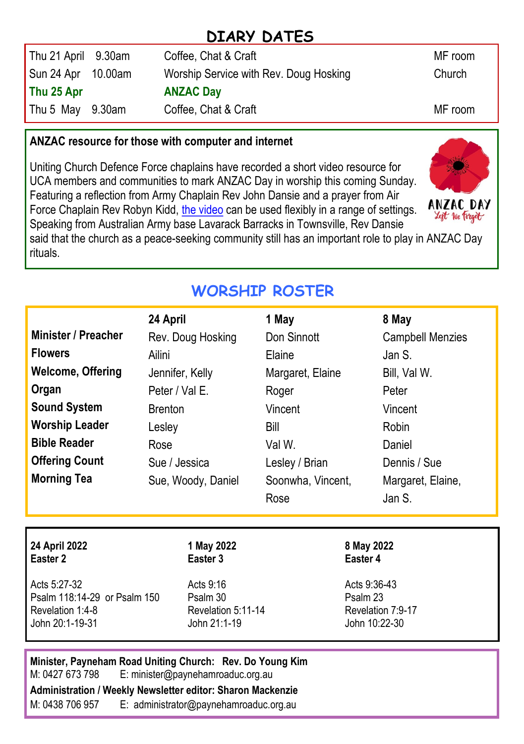## DIARY DATES

| | | | |
|---|---|---|---|
| Thu 21 April | 9.30am | Coffee, Chat & Craft | MF room |
| Sun 24 Apr | 10.00am | Worship Service with Rev. Doug Hosking | Church |
| **Thu 25 Apr** | | **ANZAC Day** | |
| Thu 5 May | 9.30am | Coffee, Chat & Craft | MF room |

**ANZAC resource for those with computer and internet**

Uniting Church Defence Force chaplains have recorded a short video resource for UCA members and communities to mark ANZAC Day in worship this coming Sunday. Featuring a reflection from Army Chaplain Rev John Dansie and a prayer from Air Force Chaplain Rev Robyn Kidd, the video can be used flexibly in a range of settings. Speaking from Australian Army base Lavarack Barracks in Townsville, Rev Dansie said that the church as a peace-seeking community still has an important role to play in ANZAC Day rituals.

ANZAC DAY
Lest We Forget

## WORSHIP ROSTER

| | 24 April | 1 May | 8 May |
|---|---|---|---|
| **Minister / Preacher** | Rev. Doug Hosking | Don Sinnott | Campbell Menzies |
| **Flowers** | Ailini | Elaine | Jan S. |
| **Welcome, Offering** | Jennifer, Kelly | Margaret, Elaine | Bill, Val W. |
| **Organ** | Peter / Val E. | Roger | Peter |
| **Sound System** | Brenton | Vincent | Vincent |
| **Worship Leader** | Lesley | Bill | Robin |
| **Bible Reader** | Rose | Val W. | Daniel |
| **Offering Count** | Sue / Jessica | Lesley / Brian | Dennis / Sue |
| **Morning Tea** | Sue, Woody, Daniel | Soonwha, Vincent, Rose | Margaret, Elaine, Jan S. |

**24 April 2022**
**Easter 2**

Acts 5:27-32
Psalm 118:14-29 or Psalm 150
Revelation 1:4-8
John 20:1-19-31

**1 May 2022**
**Easter 3**

Acts 9:16
Psalm 30
Revelation 5:11-14
John 21:1-19

**8 May 2022**
**Easter 4**

Acts 9:36-43
Psalm 23
Revelation 7:9-17
John 10:22-30

**Minister, Payneham Road Uniting Church: Rev. Do Young Kim**
M: 0427 673 798 E: minister@paynehamroaduc.org.au

**Administration / Weekly Newsletter editor: Sharon Mackenzie**
M: 0438 706 957 E: administrator@paynehamroaduc.org.au